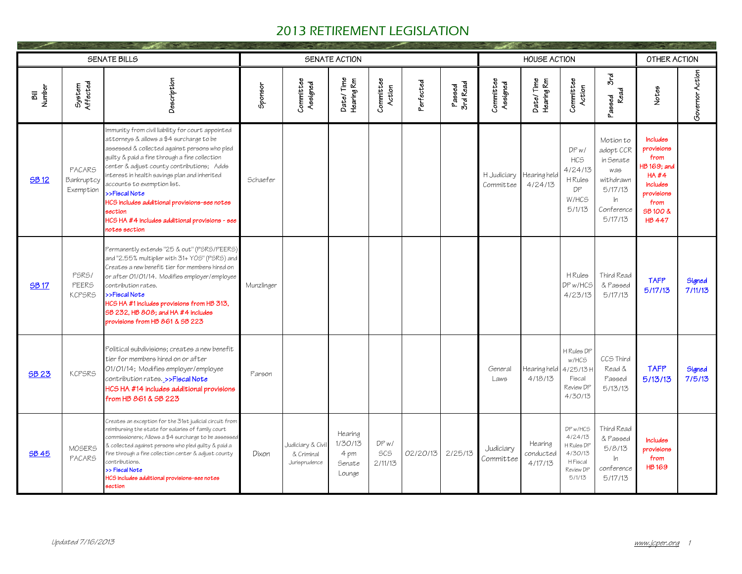# 2013 RETIREMENT LEGISLATION

| SENATE BILLS | | | SENATE ACTION | | | | | | HOUSE ACTION | | | | OTHER ACTION | |
|---|---|---|---|---|---|---|---|---|---|---|---|---|---|---|
| Bill Number | System Affected | Description | Sponsor | Committee Assigned | Date/Time Hearing Rm | Committee Action | Perfected | Passed 3rd Read | Committee Assigned | Date/Time Hearing Rm | Committee Action | Passed 3rd Read | Notes | Governor Action |
| SB 12 | PACARS Bankruptcy Exemption | Immunity from civil liability for court appointed attorneys & allows a $4 surcharge to be assessed & collected against persons who pled guilty & paid a fine through a fine collection center & adjust county contributions; Adds interest in health savings plan and inherited accounts to exemption list. >>Fiscal Note HCS includes additional provisions-see notes section HCS HA #4 includes additional provisions - see notes section | Schaefer | | | | | | H Judiciary Committee | Hearing held 4/24/13 | DP w/ HCS 4/24/13 H Rules DP W/HCS 5/1/13 | Motion to adopt CCR in Senate was withdrawn 5/17/13 In Conference 5/17/13 | Includes provisions from HB 169; and HA #4 includes provisions from SB 100 & HB 447 | |
| SB 17 | PSRS/ PEERS KCPSRS | Permanently extends "25 & out" (PSRS/PEERS) and "2.55% multiplier with 31+ YOS" (PSRS) and Creates a new benefit tier for members hired on or after 01/01/14. Modifies employer/employee contribution rates. >>Fiscal Note HCS HA #1 includes provisions from HB 313, SB 232, HB 808; and HA #4 includes provisions from HB 861 & SB 223 | Munzlinger | | | | | | | | H Rules DP w/HCS 4/23/13 | Third Read & Passed 5/17/13 | TAFP 5/17/13 | Signed 7/11/13 |
| SB 23 | KCPSRS | Political subdivisions; creates a new benefit tier for members hired on or after 01/01/14; Modifies employer/employee contribution rates. >>Fiscal Note HCS HA #14 includes additional provisions from HB 861 & SB 223 | Parson | | | | | | General Laws | Hearing held 4/18/13 | H Rules DP w/HCS 4/25/13 H Fiscal Review DP 4/30/13 | CCS Third Read & Passed 5/13/13 | TAFP 5/13/13 | Signed 7/5/13 |
| SB 45 | MOSERS PACARS | Creates an exception for the 31st judicial circuit from reimbursing the state for salaries of family court commissioners; Allows a $4 surcharge to be assessed & collected against persons who pled guilty & paid a fine through a fine collection center & adjust county contributions. >> Fiscal Note HCS includes additional provisions-see notes section | Dixon | Judiciary & Civil & Criminal Jurisprudence | Hearing 1/30/13 4 pm Senate Lounge | DP w/ SCS 2/11/13 | 02/20/13 | 2/25/13 | Judiciary Committee | Hearing conducted 4/17/13 | DP w/HCS 4/24/13 H Rules DP 4/30/13 H Fiscal Review DP 5/1/13 | Third Read & Passed 5/8/13 In conference 5/17/13 | Includes provisions from HB 169 | |

*Updated 7/16/2013*

www.jcper.org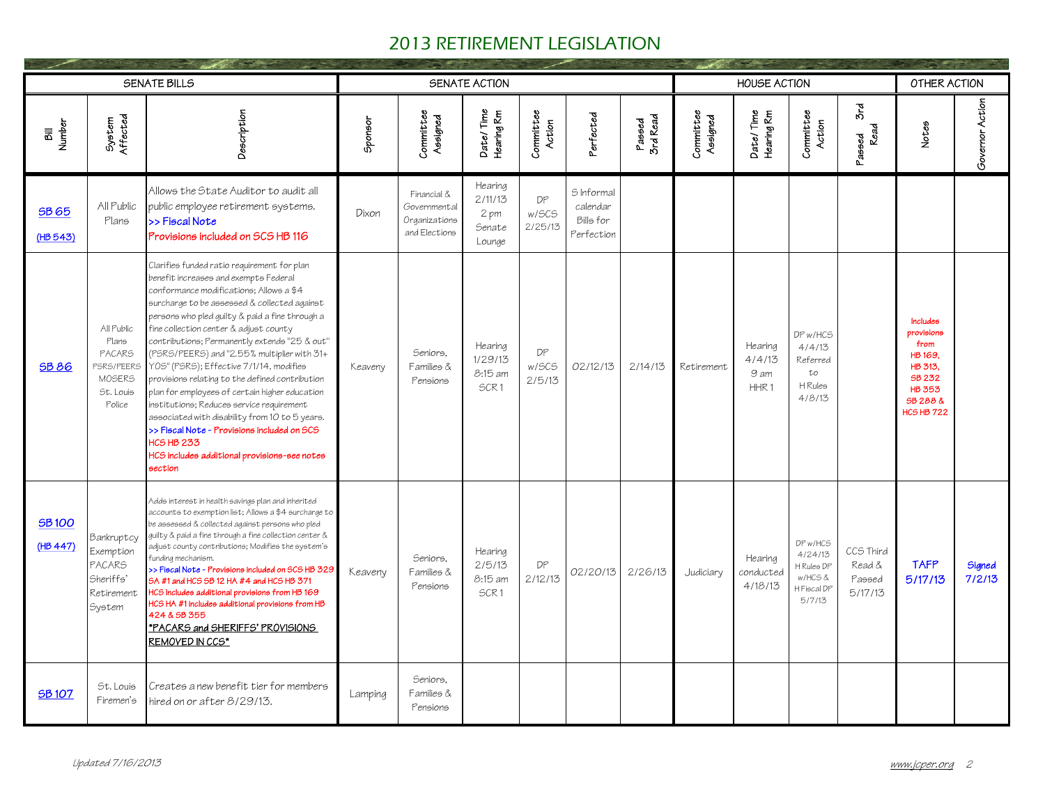# 2013 RETIREMENT LEGISLATION

| SENATE BILLS | | | SENATE ACTION | | | | | | HOUSE ACTION | | | | OTHER ACTION | |
|---|---|---|---|---|---|---|---|---|---|---|---|---|---|---|
| Bill Number | System Affected | Description | Sponsor | Committee Assigned | Date/Time Hearing Rm | Committee Action | Perfected | Passed 3rd Read | Committee Assigned | Date/Time Hearing Rm | Committee Action | Passed 3rd Read | Notes | Governor Action |
| SB 65 (HB 543) | All Public Plans | Allows the State Auditor to audit all public employee retirement systems. >> Fiscal Note Provisions included on SCS HB 116 | Dixon | Financial & Governmental Organizations and Elections | Hearing 2/11/13 2 pm Senate Lounge | DP w/SCS 2/25/13 | S Informal calendar Bills for Perfection | | | | | | | |
| SB 86 | All Public Plans PACARS PSRS/PEERS MOSERS St. Louis Police | Clarifies funded ratio requirement for plan benefit increases and exempts Federal conformance modifications; Allows a $4 surcharge to be assessed & collected against persons who pled guilty & paid a fine through a fine collection center & adjust county contributions; Permanently extends "25 & out" (PSRS/PEERS) and "2.55% multiplier with 31+ YOS" (PSRS); Effective 7/1/14, modifies provisions relating to the defined contribution plan for employees of certain higher education institutions; Reduces service requirement associated with disability from 10 to 5 years. >> Fiscal Note - Provisions included on SCS HCS HB 233 HCS includes additional provisions-see notes section | Keaveny | Seniors, Families & Pensions | Hearing 1/29/13 8:15 am SCR 1 | DP w/SCS 2/5/13 | 02/12/13 | 2/14/13 | Retirement | Hearing 4/4/13 9 am HHR 1 | DP w/HCS 4/4/13 Referred to H Rules 4/8/13 | | Includes provisions from HB 169, HB 313, SB 232 HB 353 SB 288 & HCS HB 722 | |
| SB 100 (HB 447) | Bankruptcy Exemption PACARS Sheriffs' Retirement System | Adds interest in health savings plan and inherited accounts to exemption list; Allows a $4 surcharge to be assessed & collected against persons who pled guilty & paid a fine through a fine collection center & adjust county contributions; Modifies the system's funding mechanism. >> Fiscal Note - Provisions included on SCS HB 329 SA #1 and HCS SB 12 HA #4 and HCS HB 371 HCS includes additional provisions from HB 169 HCS HA #1 includes additional provisions from HB 424 & SB 355 <u>*PACARS and SHERIFFS' PROVISIONS REMOVED IN CCS*</u> | Keaveny | Seniors, Families & Pensions | Hearing 2/5/13 8:15 am SCR 1 | DP 2/12/13 | 02/20/13 | 2/26/13 | Judiciary | Hearing conducted 4/18/13 | DP w/HCS 4/24/13 H Rules DP w/HCS & H Fiscal DP 5/7/13 | CCS Third Read & Passed 5/17/13 | TAFP 5/17/13 | Signed 7/2/13 |
| SB 107 | St. Louis Firemen's | Creates a new benefit tier for members hired on or after 8/29/13. | Lamping | Seniors, Families & Pensions | | | | | | | | | | |

*Updated 7/16/2013*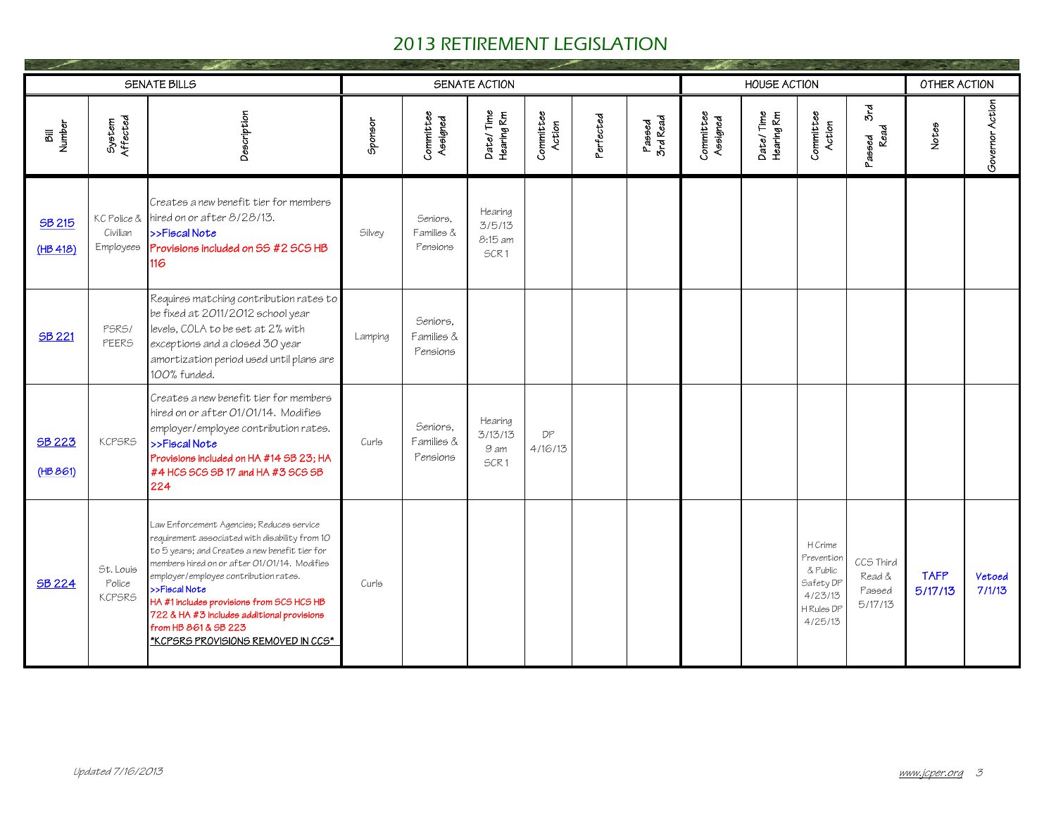# 2013 RETIREMENT LEGISLATION

| SENATE BILLS | | | SENATE ACTION | | | | | | HOUSE ACTION | | | | OTHER ACTION | |
|---|---|---|---|---|---|---|---|---|---|---|---|---|---|---|
| Bill Number | System Affected | Description | Sponsor | Committee Assigned | Date/Time Hearing Rm | Committee Action | Perfected | Passed 3rd Read | Committee Assigned | Date/Time Hearing Rm | Committee Action | Passed 3rd Read | Notes | Governor Action |
| SB 215 (HB 418) | KC Police & Civilian Employees | Creates a new benefit tier for members hired on or after 8/28/13. >>Fiscal Note Provisions included on SS #2 SCS HB 116 | Silvey | Seniors, Families & Pensions | Hearing 3/5/13 8:15 am SCR 1 | | | | | | | | | |
| SB 221 | PSRS/ PEERS | Requires matching contribution rates to be fixed at 2011/2012 school year levels, COLA to be set at 2% with exceptions and a closed 30 year amortization period used until plans are 100% funded. | Lamping | Seniors, Families & Pensions | | | | | | | | | | |
| SB 223 (HB 861) | KCPSRS | Creates a new benefit tier for members hired on or after 01/01/14. Modifies employer/employee contribution rates. >>Fiscal Note Provisions included on HA #14 SB 23; HA #4 HCS SCS SB 17 and HA #3 SCS SB 224 | Curls | Seniors, Families & Pensions | Hearing 3/13/13 9 am SCR 1 | DP 4/16/13 | | | | | | | | |
| SB 224 | St. Louis Police KCPSRS | Law Enforcement Agencies; Reduces service requirement associated with disability from 10 to 5 years; and Creates a new benefit tier for members hired on or after 01/01/14. Modifies employer/employee contribution rates. >>Fiscal Note HA #1 includes provisions from SCS HCS HB 722 & HA #3 includes additional provisions from HB 861 & SB 223 *KCPSRS PROVISIONS REMOVED IN CCS* | Curls | | | | | | | | H Crime Prevention & Public Safety DP 4/23/13 H Rules DP 4/25/13 | CCS Third Read & Passed 5/17/13 | TAFP 5/17/13 | Vetoed 7/1/13 |

*Updated 7/16/2013*

www.jcper.org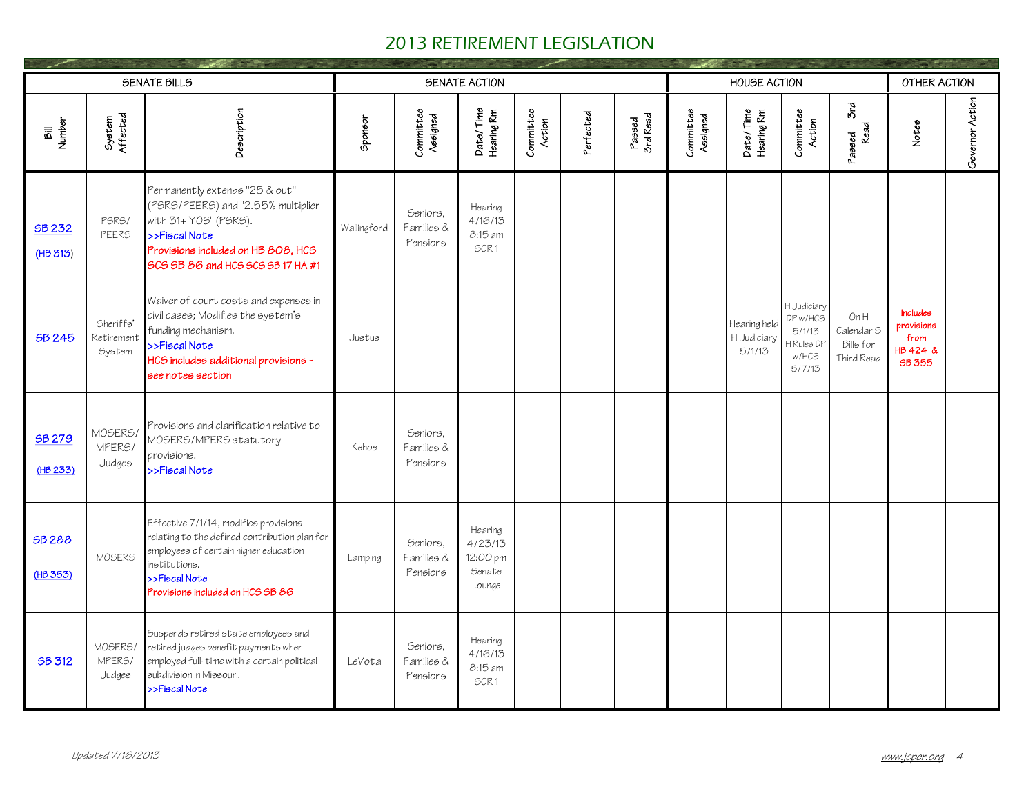# 2013 RETIREMENT LEGISLATION

| SENATE BILLS | | | SENATE ACTION | | | | | | HOUSE ACTION | | | | OTHER ACTION | |
|---|---|---|---|---|---|---|---|---|---|---|---|---|---|---|
| Bill Number | System Affected | Description | Sponsor | Committee Assigned | Date/Time Hearing Rm | Committee Action | Perfected | Passed 3rd Read | Committee Assigned | Date/Time Hearing Rm | Committee Action | Passed 3rd Read | Notes | Governor Action |
| SB 232 (HB 313) | PSRS/ PEERS | Permanently extends "25 & out" (PSRS/PEERS) and "2.55% multiplier with 31+ YOS" (PSRS). >>Fiscal Note Provisions included on HB 808, HCS SCS SB 86 and HCS SCS SB 17 HA #1 | Wallingford | Seniors, Families & Pensions | Hearing 4/16/13 8:15 am SCR 1 | | | | | | | | | |
| SB 245 | Sheriffs' Retirement System | Waiver of court costs and expenses in civil cases; Modifies the system's funding mechanism. >>Fiscal Note HCS includes additional provisions - see notes section | Justus | | | | | | | Hearing held H Judiciary 5/1/13 | H Judiciary DP w/HCS 5/1/13 H Rules DP w/HCS 5/7/13 | On H Calendar S Bills for Third Read | Includes provisions from HB 424 & SB 355 | |
| SB 279 (HB 233) | MOSERS/ MPERS/ Judges | Provisions and clarification relative to MOSERS/MPERS statutory provisions. >>Fiscal Note | Kehoe | Seniors, Families & Pensions | | | | | | | | | | |
| SB 288 (HB 353) | MOSERS | Effective 7/1/14, modifies provisions relating to the defined contribution plan for employees of certain higher education institutions. >>Fiscal Note Provisions included on HCS SB 86 | Lamping | Seniors, Families & Pensions | Hearing 4/23/13 12:00 pm Senate Lounge | | | | | | | | | |
| SB 312 | MOSERS/ MPERS/ Judges | Suspends retired state employees and retired judges benefit payments when employed full-time with a certain political subdivision in Missouri. >>Fiscal Note | LeVota | Seniors, Families & Pensions | Hearing 4/16/13 8:15 am SCR 1 | | | | | | | | | |

*Updated 7/16/2013*

www.jcper.org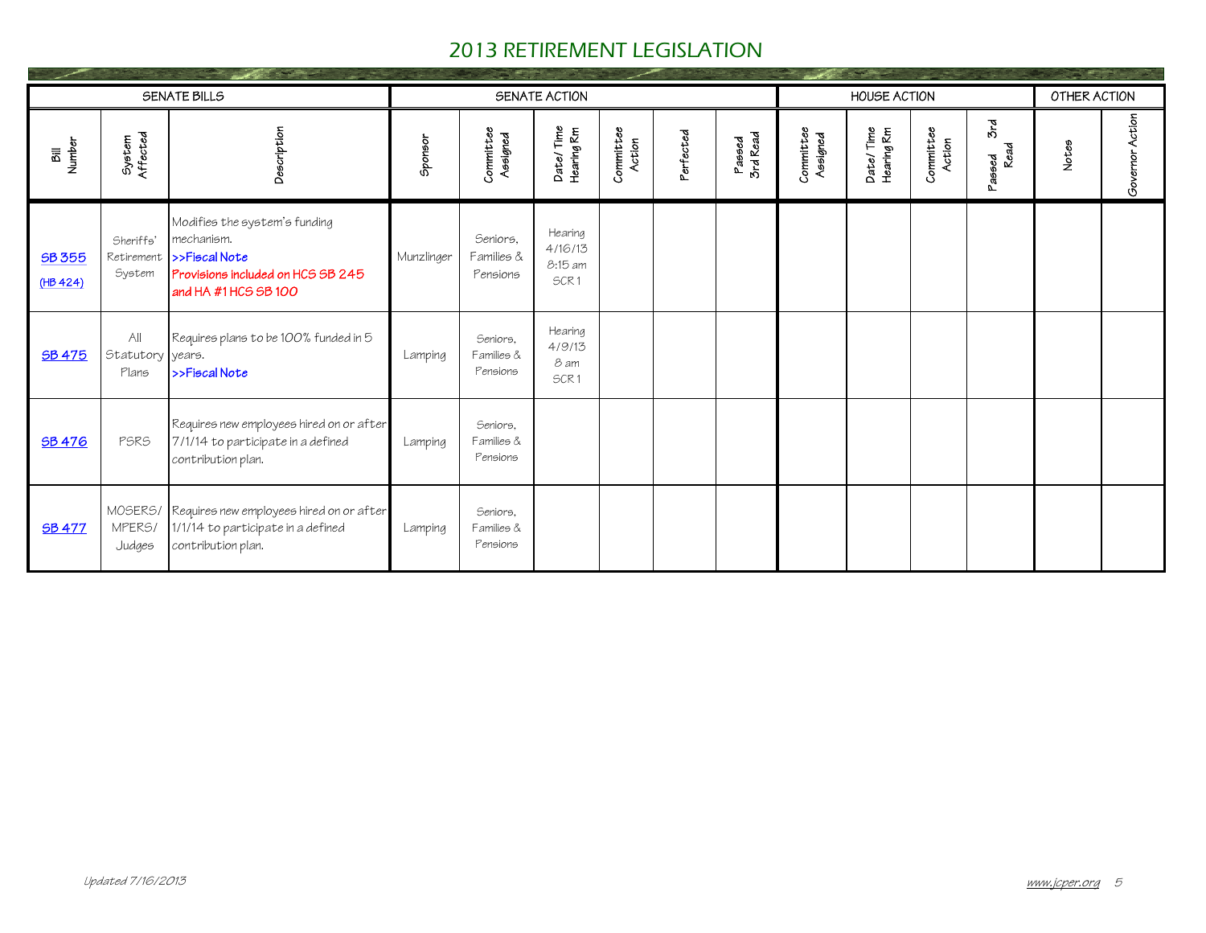# 2013 RETIREMENT LEGISLATION

| SENATE BILLS | | | SENATE ACTION | | | | | | HOUSE ACTION | | | | OTHER ACTION | |
|---|---|---|---|---|---|---|---|---|---|---|---|---|---|---|
| Bill Number | System Affected | Description | Sponsor | Committee Assigned | Date/Time Hearing Rm | Committee Action | Perfected | Passed 3rd Read | Committee Assigned | Date/Time Hearing Rm | Committee Action | Passed 3rd Read | Notes | Governor Action |
| SB 355 (HB 424) | Sheriffs' Retirement System | Modifies the system's funding mechanism. >>Fiscal Note **Provisions included on HCS SB 245 and HA #1 HCS SB 100** | Munzlinger | Seniors, Families & Pensions | Hearing 4/16/13 8:15 am SCR 1 | | | | | | | | | |
| SB 475 | All Statutory Plans | Requires plans to be 100% funded in 5 years. >>Fiscal Note | Lamping | Seniors, Families & Pensions | Hearing 4/9/13 8 am SCR 1 | | | | | | | | | |
| SB 476 | PSRS | Requires new employees hired on or after 7/1/14 to participate in a defined contribution plan. | Lamping | Seniors, Families & Pensions | | | | | | | | | | |
| SB 477 | MOSERS/ MPERS/ Judges | Requires new employees hired on or after 1/1/14 to participate in a defined contribution plan. | Lamping | Seniors, Families & Pensions | | | | | | | | | | |

*Updated 7/16/2013*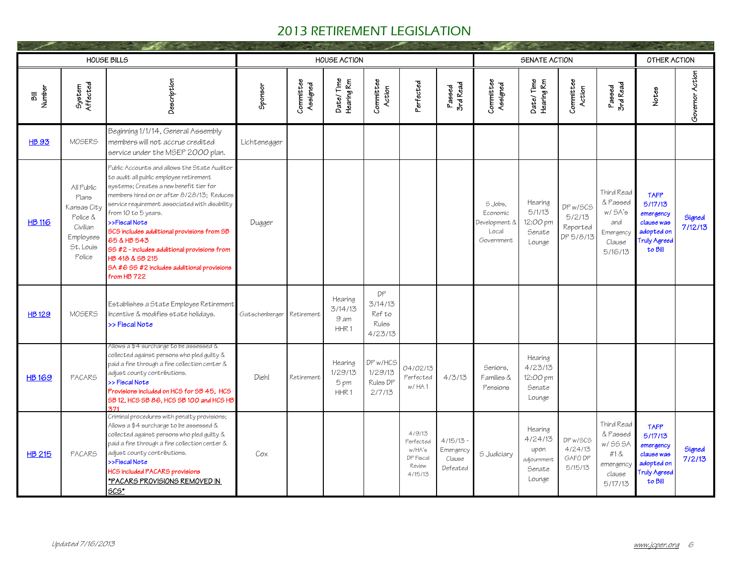# 2013 RETIREMENT LEGISLATION

| HOUSE BILLS | | | HOUSE ACTION | | | | | | SENATE ACTION | | | | OTHER ACTION | |
|---|---|---|---|---|---|---|---|---|---|---|---|---|---|---|
| Bill Number | System Affected | Description | Sponsor | Committee Assigned | Date/Time Hearing Rm | Committee Action | Perfected | Passed 3rd Read | Committee Assigned | Date/Time Hearing Rm | Committee Action | Passed 3rd Read | Notes | Governor Action |
| HB 93 | MOSERS | Beginning 1/1/14, General Assembly members will not accrue credited service under the MSEP 2000 plan. | Lichtenegger | | | | | | | | | | | |
| HB 116 | All Public Plans Kansas City Police & Civilian Employees St. Louis Police | Public Accounts and allows the State Auditor to audit all public employee retirement systems; Creates a new benefit tier for members hired on or after 8/28/13; Reduces service requirement associated with disability from 10 to 5 years. >>Fiscal Note SCS includes additional provisions from SB 65 & HB 543 SS #2 - includes additional provisions from HB 418 & SB 215 SA #6 SS #2 includes additional provisions from HB 722 | Dugger | | | | | | S Jobs, Economic Development & Local Government | Hearing 5/1/13 12:00 pm Senate Lounge | DP w/SCS 5/2/13 Reported DP 5/8/13 | Third Read & Passed w/ SA's and Emergency Clause 5/16/13 | TAFP 5/17/13 emergency clause was adopted on Truly Agreed to Bill | Signed 7/12/13 |
| HB 129 | MOSERS | Establishes a State Employee Retirement Incentive & modifies state holidays. >> Fiscal Note | Gatschenberger | Retirement | Hearing 3/14/13 9 am HHR 1 | DP 3/14/13 Ref to Rules 4/23/13 | | | | | | | | |
| HB 169 | PACARS | Allows a $4 surcharge to be assessed & collected against persons who pled guilty & paid a fine through a fine collection center & adjust county contributions. >> Fiscal Note Provisions included on HCS for SB 45, HCS SB 12, HCS SB 86, HCS SB 100 and HCS HB 371 | Diehl | Retirement | Hearing 1/29/13 5 pm HHR 1 | DP w/HCS 1/29/13 Rules DP 2/7/13 | 04/02/13 Perfected w/ HA 1 | 4/3/13 | Seniors, Families & Pensions | Hearing 4/23/13 12:00 pm Senate Lounge | | | | |
| HB 215 | PACARS | Criminal procedures with penalty provisions; Allows a $4 surcharge to be assessed & collected against persons who pled guilty & paid a fine through a fine collection center & adjust county contributions. >>Fiscal Note HCS included PACARS provisions *PACARS PROVISIONS REMOVED IN SCS* | Cox | | | | 4/9/13 Perfected w/HA's DP Fiscal Review 4/15/13 | 4/15/13 - Emergency Clause Defeated | S Judiciary | Hearing 4/24/13 upon adjournment Senate Lounge | DP w/SCS 4/24/13 GAFO DP 5/15/13 | Third Read & Passed w/ SS SA #1 & emergency clause 5/17/13 | TAFP 5/17/13 emergency clause was adopted on Truly Agreed to Bill | Signed 7/2/13 |

*Updated 7/16/2013*

www.jcper.org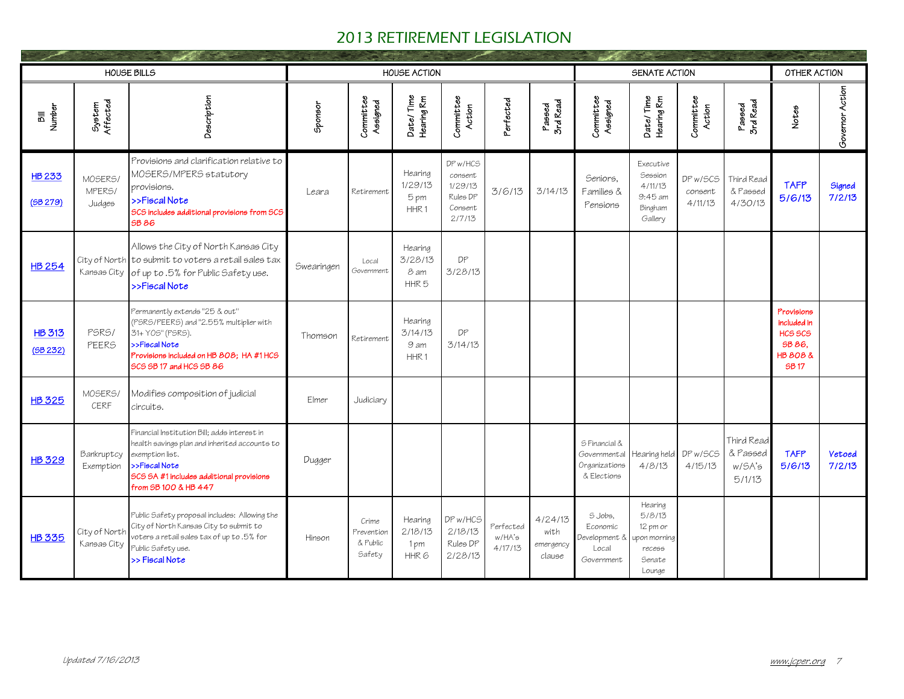# 2013 RETIREMENT LEGISLATION

| HOUSE BILLS | | | HOUSE ACTION | | | | | | SENATE ACTION | | | | OTHER ACTION | |
|---|---|---|---|---|---|---|---|---|---|---|---|---|---|---|
| Bill Number | System Affected | Description | Sponsor | Committee Assigned | Date/ Time Hearing Rm | Committee Action | Perfected | Passed 3rd Read | Committee Assigned | Date/ Time Hearing Rm | Committee Action | Passed 3rd Read | Notes | Governor Action |
| HB 233 (SB 279) | MOSERS/ MPERS/ Judges | Provisions and clarification relative to MOSERS/MPERS statutory provisions. >>Fiscal Note SCS includes additional provisions from SCS SB 86 | Leara | Retirement | Hearing 1/29/13 5 pm HHR 1 | DP w/HCS consent 1/29/13 Rules DP Consent 2/7/13 | 3/6/13 | 3/14/13 | Seniors, Families & Pensions | Executive Session 4/11/13 9:45 am Bingham Gallery | DP w/SCS consent 4/11/13 | Third Read & Passed 4/30/13 | TAFP 5/6/13 | Signed 7/2/13 |
| HB 254 | City of North Kansas City | Allows the City of North Kansas City to submit to voters a retail sales tax of up to .5% for Public Safety use. >>Fiscal Note | Swearingen | Local Government | Hearing 3/28/13 8 am HHR 5 | DP 3/28/13 | | | | | | | | |
| HB 313 (SB 232) | PSRS/ PEERS | Permanently extends "25 & out" (PSRS/PEERS) and "2.55% multiplier with 31+ YOS" (PSRS). >>Fiscal Note Provisions included on HB 808; HA #1 HCS SCS SB 17 and HCS SB 86 | Thomson | Retirement | Hearing 3/14/13 9 am HHR 1 | DP 3/14/13 | | | | | | | Provisions included in HCS SCS SB 86, HB 808 & SB 17 | |
| HB 325 | MOSERS/ CERF | Modifies composition of judicial circuits. | Elmer | Judiciary | | | | | | | | | | |
| HB 329 | Bankruptcy Exemption | Financial Institution Bill; adds interest in health savings plan and inherited accounts to exemption list. >>Fiscal Note SCS SA #1 includes additional provisions from SB 100 & HB 447 | Dugger | | | | | | S Financial & Governmental Organizations & Elections | Hearing held 4/8/13 | DP w/SCS 4/15/13 | Third Read & Passed w/SA's 5/1/13 | TAFP 5/6/13 | Vetoed 7/2/13 |
| HB 335 | City of North Kansas City | Public Safety proposal includes: Allowing the City of North Kansas City to submit to voters a retail sales tax of up to .5% for Public Safety use. >> Fiscal Note | Hinson | Crime Prevention & Public Safety | Hearing 2/18/13 1 pm HHR 6 | DP w/HCS 2/18/13 Rules DP 2/28/13 | Perfected w/HA's 4/17/13 | 4/24/13 with emergency clause | S Jobs, Economic Development & Local Government | Hearing 5/8/13 12 pm or upon morning recess Senate Lounge | | | | |

*Updated 7/16/2013*

www.jcper.org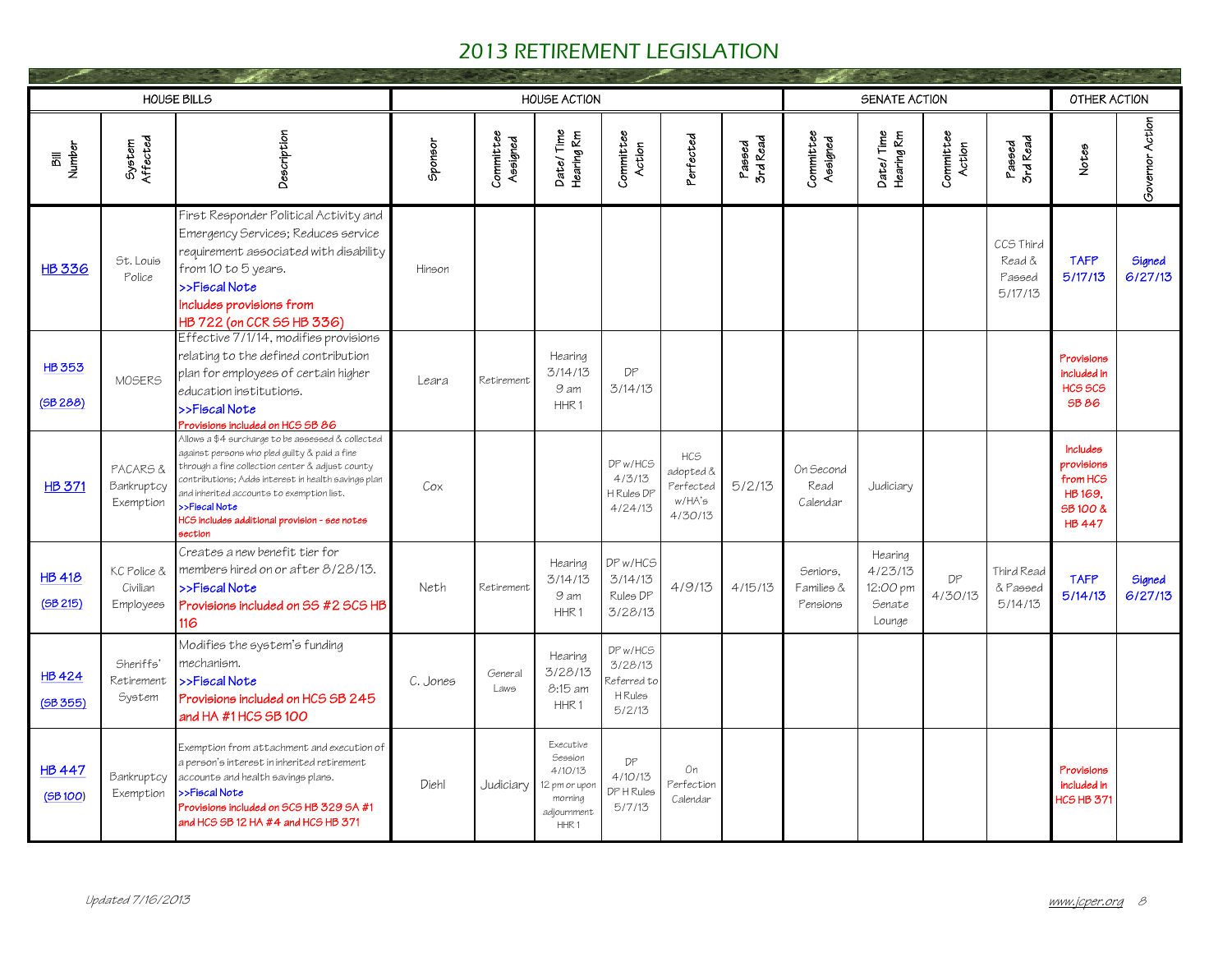# 2013 RETIREMENT LEGISLATION

| HOUSE BILLS | | | HOUSE ACTION | | | | | | SENATE ACTION | | | | OTHER ACTION | |
|---|---|---|---|---|---|---|---|---|---|---|---|---|---|---|
| Bill Number | System Affected | Description | Sponsor | Committee Assigned | Date/Time Hearing Rm | Committee Action | Perfected | Passed 3rd Read | Committee Assigned | Date/Time Hearing Rm | Committee Action | Passed 3rd Read | Notes | Governor Action |
| HB 336 | St. Louis Police | First Responder Political Activity and Emergency Services; Reduces service requirement associated with disability from 10 to 5 years. >>Fiscal Note Includes provisions from HB 722 (on CCR SS HB 336) | Hinson | | | | | | | | | CCS Third Read & Passed 5/17/13 | TAFP 5/17/13 | Signed 6/27/13 |
| HB 353 (SB 288) | MOSERS | Effective 7/1/14, modifies provisions relating to the defined contribution plan for employees of certain higher education institutions. >>Fiscal Note Provisions included on HCS SB 86 | Leara | Retirement | Hearing 3/14/13 9 am HHR 1 | DP 3/14/13 | | | | | | | Provisions included in HCS SCS SB 86 | |
| HB 371 | PACARS & Bankruptcy Exemption | Allows a $4 surcharge to be assessed & collected against persons who pled guilty & paid a fine through a fine collection center & adjust county contributions; Adds interest in health savings plan and inherited accounts to exemption list. >>Fiscal Note HCS includes additional provision - see notes section | Cox | | | DP w/HCS 4/3/13 H Rules DP 4/24/13 | HCS adopted & Perfected w/HA's 4/30/13 | 5/2/13 | On Second Read Calendar | Judiciary | | | Includes provisions from HCS HB 169, SB 100 & HB 447 | |
| HB 418 (SB 215) | KC Police & Civilian Employees | Creates a new benefit tier for members hired on or after 8/28/13. >>Fiscal Note Provisions included on SS #2 SCS HB 116 | Neth | Retirement | Hearing 3/14/13 9 am HHR 1 | DP w/HCS 3/14/13 Rules DP 3/28/13 | 4/9/13 | 4/15/13 | Seniors, Families & Pensions | Hearing 4/23/13 12:00 pm Senate Lounge | DP 4/30/13 | Third Read & Passed 5/14/13 | TAFP 5/14/13 | Signed 6/27/13 |
| HB 424 (SB 355) | Sheriffs' Retirement System | Modifies the system's funding mechanism. >>Fiscal Note Provisions included on HCS SB 245 and HA #1 HCS SB 100 | C. Jones | General Laws | Hearing 3/28/13 8:15 am HHR 1 | DP w/HCS 3/28/13 Referred to H Rules 5/2/13 | | | | | | | | |
| HB 447 (SB 100) | Bankruptcy Exemption | Exemption from attachment and execution of a person's interest in inherited retirement accounts and health savings plans. >>Fiscal Note Provisions included on SCS HB 329 SA #1 and HCS SB 12 HA #4 and HCS HB 371 | Diehl | Judiciary | Executive Session 4/10/13 12 pm or upon morning adjournment HHR 1 | DP 4/10/13 DP H Rules 5/7/13 | On Perfection Calendar | | | | | | Provisions included in HCS HB 371 | |

*Updated 7/16/2013*

www.jcper.org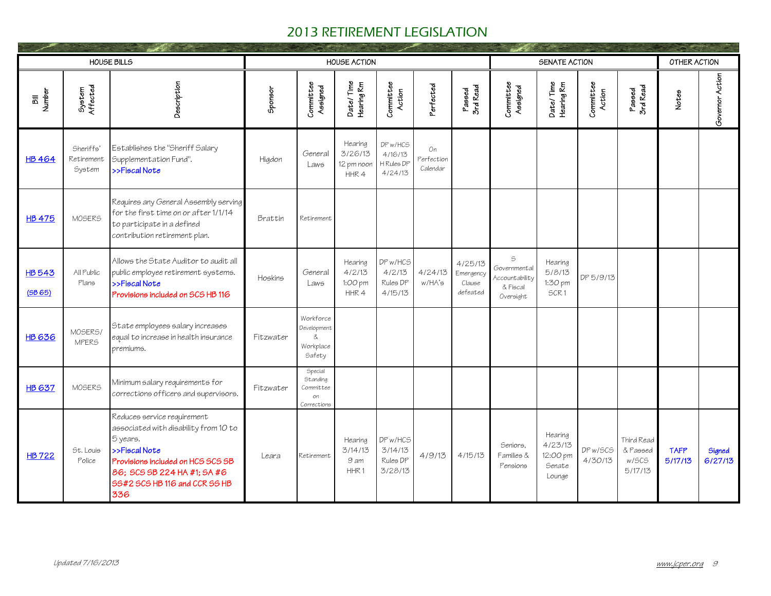# 2013 RETIREMENT LEGISLATION

| HOUSE BILLS | | | HOUSE ACTION | | | | | | SENATE ACTION | | | | OTHER ACTION | |
|---|---|---|---|---|---|---|---|---|---|---|---|---|---|---|
| Bill Number | System Affected | Description | Sponsor | Committee Assigned | Date/Time Hearing Rm | Committee Action | Perfected | Passed 3rd Read | Committee Assigned | Date/Time Hearing Rm | Committee Action | Passed 3rd Read | Notes | Governor Action |
| HB 464 | Sheriffs' Retirement System | Establishes the "Sheriff Salary Supplementation Fund". >>Fiscal Note | Higdon | General Laws | Hearing 3/26/13 12 pm noon HHR 4 | DP w/HCS 4/16/13 H Rules DP 4/24/13 | On Perfection Calendar | | | | | | | |
| HB 475 | MOSERS | Requires any General Assembly serving for the first time on or after 1/1/14 to participate in a defined contribution retirement plan. | Brattin | Retirement | | | | | | | | | | |
| HB 543 (SB 65) | All Public Plans | Allows the State Auditor to audit all public employee retirement systems. >>Fiscal Note Provisions included on SCS HB 116 | Hoskins | General Laws | Hearing 4/2/13 1:00 pm HHR 4 | DP w/HCS 4/2/13 Rules DP 4/15/13 | 4/24/13 w/HA's | 4/25/13 Emergency Clause defeated | S Governmental Accountability & Fiscal Oversight | Hearing 5/8/13 1:30 pm SCR 1 | DP 5/9/13 | | | |
| HB 636 | MOSERS/ MPERS | State employees salary increases equal to increase in health insurance premiums. | Fitzwater | Workforce Development & Workplace Safety | | | | | | | | | | |
| HB 637 | MOSERS | Minimum salary requirements for corrections officers and supervisors. | Fitzwater | Special Standing Committee on Corrections | | | | | | | | | | |
| HB 722 | St. Louis Police | Reduces service requirement associated with disability from 10 to 5 years. >>Fiscal Note Provisions included on HCS SCS SB 86; SCS SB 224 HA #1; SA #6 SS#2 SCS HB 116 and CCR SS HB 336 | Leara | Retirement | Hearing 3/14/13 9 am HHR 1 | DP w/HCS 3/14/13 Rules DP 3/28/13 | 4/9/13 | 4/15/13 | Seniors, Families & Pensions | Hearing 4/23/13 12:00 pm Senate Lounge | DP w/SCS 4/30/13 | Third Read & Passed w/SCS 5/17/13 | TAFP 5/17/13 | Signed 6/27/13 |

*Updated 7/16/2013*

www.jcper.org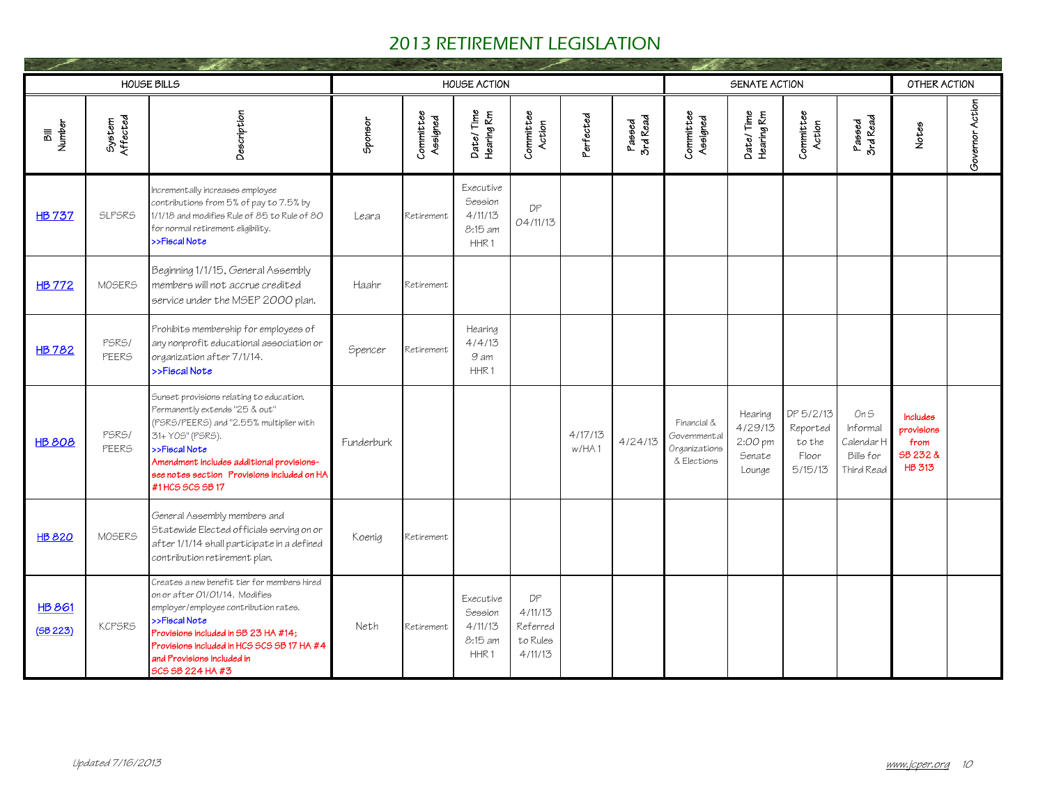# 2013 RETIREMENT LEGISLATION

| HOUSE BILLS | | | HOUSE ACTION | | | | | | SENATE ACTION | | | | OTHER ACTION | |
|---|---|---|---|---|---|---|---|---|---|---|---|---|---|---|
| Bill Number | System Affected | Description | Sponsor | Committee Assigned | Date/Time Hearing Rm | Committee Action | Perfected | Passed 3rd Read | Committee Assigned | Date/Time Hearing Rm | Committee Action | Passed 3rd Read | Notes | Governor Action |
| HB 737 | SLPSRS | Incrementally increases employee contributions from 5% of pay to 7.5% by 1/1/18 and modifies Rule of 85 to Rule of 80 for normal retirement eligibility. >>Fiscal Note | Leara | Retirement | Executive Session 4/11/13 8:15 am HHR 1 | DP 04/11/13 | | | | | | | | |
| HB 772 | MOSERS | Beginning 1/1/15, General Assembly members will not accrue credited service under the MSEP 2000 plan. | Haahr | Retirement | | | | | | | | | | |
| HB 782 | PSRS/ PEERS | Prohibits membership for employees of any nonprofit educational association or organization after 7/1/14. >>Fiscal Note | Spencer | Retirement | Hearing 4/4/13 9 am HHR 1 | | | | | | | | | |
| HB 808 | PSRS/ PEERS | Sunset provisions relating to education. Permanently extends "25 & out" (PSRS/PEERS) and "2.55% multiplier with 31+ YOS" (PSRS). >>Fiscal Note Amendment includes additional provisions-see notes section Provisions included on HA #1 HCS SCS SB 17 | Funderburk | | | | 4/17/13 w/HA 1 | 4/24/13 | Financial & Governmental Organizations & Elections | Hearing 4/29/13 2:00 pm Senate Lounge | DP 5/2/13 Reported to the Floor 5/15/13 | On S Informal Calendar H Bills for Third Read | Includes provisions from SB 232 & HB 313 | |
| HB 820 | MOSERS | General Assembly members and Statewide Elected officials serving on or after 1/1/14 shall participate in a defined contribution retirement plan. | Koenig | Retirement | | | | | | | | | | |
| HB 861 (SB 223) | KCPSRS | Creates a new benefit tier for members hired on or after 01/01/14. Modifies employer/employee contribution rates. >>Fiscal Note Provisions included in SB 23 HA #14; Provisions included in HCS SCS SB 17 HA #4 and Provisions included in SCS SB 224 HA #3 | Neth | Retirement | Executive Session 4/11/13 8:15 am HHR 1 | DP 4/11/13 Referred to Rules 4/11/13 | | | | | | | | |

*Updated 7/16/2013*

www.jcper.org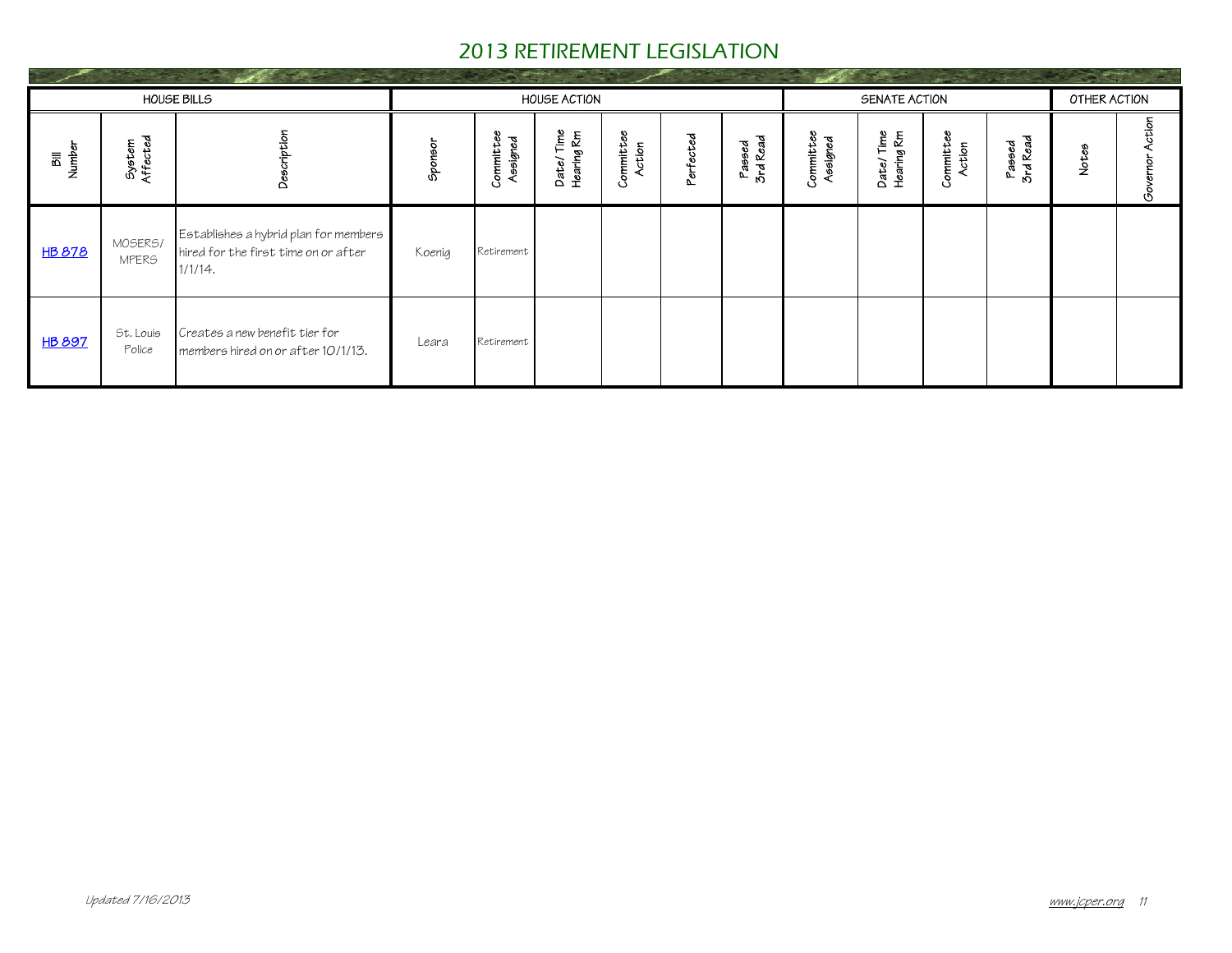# 2013 RETIREMENT LEGISLATION

| HOUSE BILLS | | | HOUSE ACTION | | | | | | SENATE ACTION | | | | OTHER ACTION | |
|---|---|---|---|---|---|---|---|---|---|---|---|---|---|---|
| Bill Number | System Affected | Description | Sponsor | Committee Assigned | Date/ Time Hearing Rm | Committee Action | Perfected | Passed 3rd Read | Committee Assigned | Date/ Time Hearing Rm | Committee Action | Passed 3rd Read | Notes | Governor Action |
| HB 878 | MOSERS/ MPERS | Establishes a hybrid plan for members hired for the first time on or after 1/1/14. | Koenig | Retirement | | | | | | | | | | |
| HB 897 | St. Louis Police | Creates a new benefit tier for members hired on or after 10/1/13. | Leara | Retirement | | | | | | | | | | |

*Updated 7/16/2013*